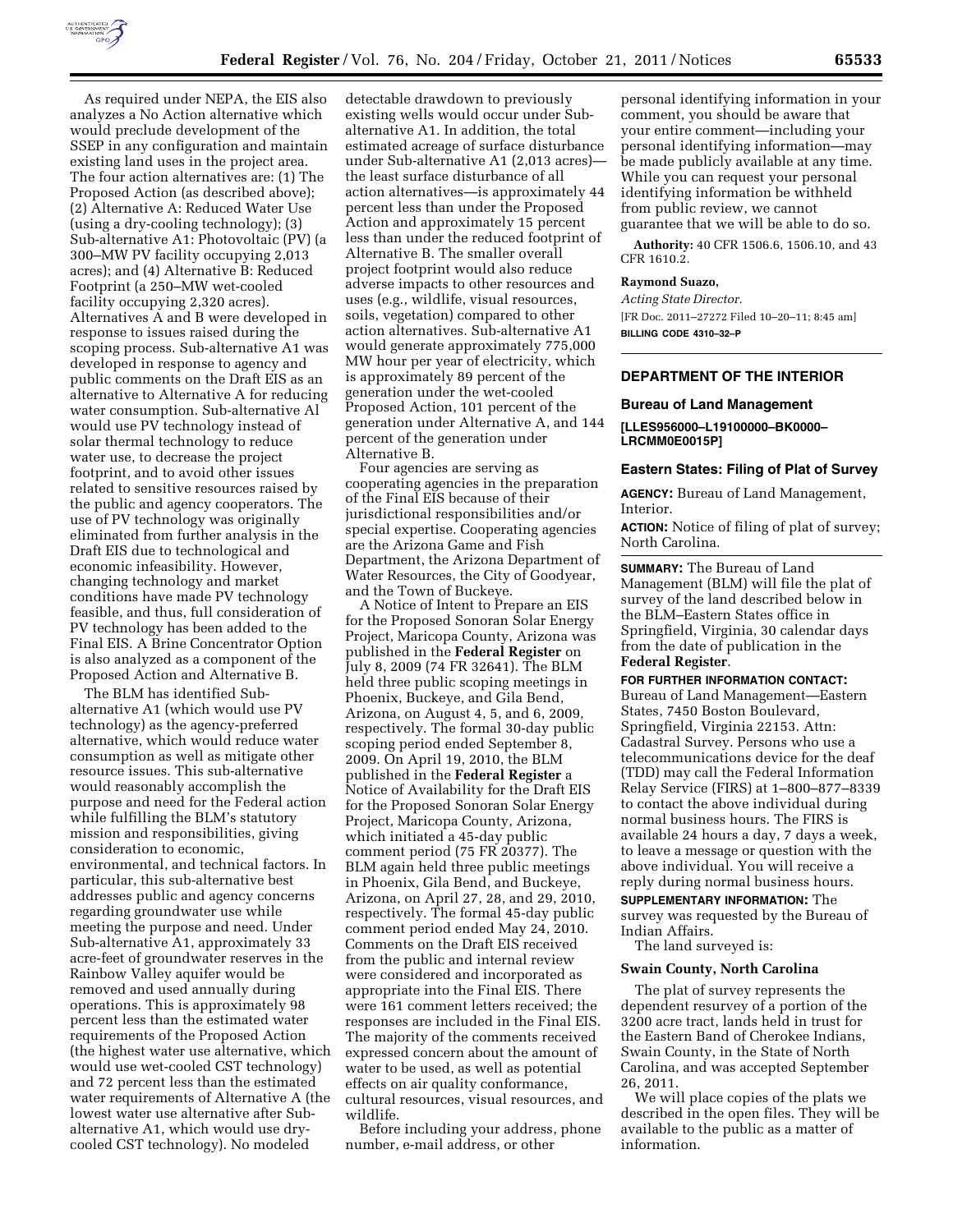As required under NEPA, the EIS also analyzes a No Action alternative which would preclude development of the SSEP in any configuration and maintain existing land uses in the project area. The four action alternatives are: (1) The Proposed Action (as described above); (2) Alternative A: Reduced Water Use (using a dry-cooling technology); (3) Sub-alternative A1: Photovoltaic (PV) (a 300–MW PV facility occupying 2,013 acres); and (4) Alternative B: Reduced Footprint (a 250–MW wet-cooled facility occupying 2,320 acres). Alternatives A and B were developed in response to issues raised during the scoping process. Sub-alternative A1 was developed in response to agency and public comments on the Draft EIS as an alternative to Alternative A for reducing water consumption. Sub-alternative Al would use PV technology instead of solar thermal technology to reduce water use, to decrease the project footprint, and to avoid other issues related to sensitive resources raised by the public and agency cooperators. The use of PV technology was originally eliminated from further analysis in the Draft EIS due to technological and economic infeasibility. However, changing technology and market conditions have made PV technology feasible, and thus, full consideration of PV technology has been added to the Final EIS. A Brine Concentrator Option is also analyzed as a component of the Proposed Action and Alternative B.

The BLM has identified Sub-alternative A1 (which would use PV technology) as the agency-preferred alternative, which would reduce water consumption as well as mitigate other resource issues. This sub-alternative would reasonably accomplish the purpose and need for the Federal action while fulfilling the BLM's statutory mission and responsibilities, giving consideration to economic, environmental, and technical factors. In particular, this sub-alternative best addresses public and agency concerns regarding groundwater use while meeting the purpose and need. Under Sub-alternative A1, approximately 33 acre-feet of groundwater reserves in the Rainbow Valley aquifer would be removed and used annually during operations. This is approximately 98 percent less than the estimated water requirements of the Proposed Action (the highest water use alternative, which would use wet-cooled CST technology) and 72 percent less than the estimated water requirements of Alternative A (the lowest water use alternative after Sub-alternative A1, which would use dry-cooled CST technology). No modeled detectable drawdown to previously existing wells would occur under Sub-alternative A1. In addition, the total estimated acreage of surface disturbance under Sub-alternative A1 (2,013 acres)—the least surface disturbance of all action alternatives—is approximately 44 percent less than under the Proposed Action and approximately 15 percent less than under the reduced footprint of Alternative B. The smaller overall project footprint would also reduce adverse impacts to other resources and uses (e.g., wildlife, visual resources, soils, vegetation) compared to other action alternatives. Sub-alternative A1 would generate approximately 775,000 MW hour per year of electricity, which is approximately 89 percent of the generation under the wet-cooled Proposed Action, 101 percent of the generation under Alternative A, and 144 percent of the generation under Alternative B.

Four agencies are serving as cooperating agencies in the preparation of the Final EIS because of their jurisdictional responsibilities and/or special expertise. Cooperating agencies are the Arizona Game and Fish Department, the Arizona Department of Water Resources, the City of Goodyear, and the Town of Buckeye.

A Notice of Intent to Prepare an EIS for the Proposed Sonoran Solar Energy Project, Maricopa County, Arizona was published in the **Federal Register** on July 8, 2009 (74 FR 32641). The BLM held three public scoping meetings in Phoenix, Buckeye, and Gila Bend, Arizona, on August 4, 5, and 6, 2009, respectively. The formal 30-day public scoping period ended September 8, 2009. On April 19, 2010, the BLM published in the **Federal Register** a Notice of Availability for the Draft EIS for the Proposed Sonoran Solar Energy Project, Maricopa County, Arizona, which initiated a 45-day public comment period (75 FR 20377). The BLM again held three public meetings in Phoenix, Gila Bend, and Buckeye, Arizona, on April 27, 28, and 29, 2010, respectively. The formal 45-day public comment period ended May 24, 2010. Comments on the Draft EIS received from the public and internal review were considered and incorporated as appropriate into the Final EIS. There were 161 comment letters received; the responses are included in the Final EIS. The majority of the comments received expressed concern about the amount of water to be used, as well as potential effects on air quality conformance, cultural resources, visual resources, and wildlife.

Before including your address, phone number, e-mail address, or other personal identifying information in your comment, you should be aware that your entire comment—including your personal identifying information—may be made publicly available at any time. While you can request your personal identifying information be withheld from public review, we cannot guarantee that we will be able to do so.

**Authority:** 40 CFR 1506.6, 1506.10, and 43 CFR 1610.2.

**Raymond Suazo,**

*Acting State Director.*

[FR Doc. 2011–27272 Filed 10–20–11; 8:45 am]

**BILLING CODE 4310–32–P**

---

## DEPARTMENT OF THE INTERIOR

### Bureau of Land Management

**[LLES956000–L19100000–BK0000–LRCMM0E0015P]**

### Eastern States: Filing of Plat of Survey

**AGENCY:** Bureau of Land Management, Interior.

**ACTION:** Notice of filing of plat of survey; North Carolina.

**SUMMARY:** The Bureau of Land Management (BLM) will file the plat of survey of the land described below in the BLM–Eastern States office in Springfield, Virginia, 30 calendar days from the date of publication in the **Federal Register**.

**FOR FURTHER INFORMATION CONTACT:** Bureau of Land Management—Eastern States, 7450 Boston Boulevard, Springfield, Virginia 22153. Attn: Cadastral Survey. Persons who use a telecommunications device for the deaf (TDD) may call the Federal Information Relay Service (FIRS) at 1–800–877–8339 to contact the above individual during normal business hours. The FIRS is available 24 hours a day, 7 days a week, to leave a message or question with the above individual. You will receive a reply during normal business hours.

**SUPPLEMENTARY INFORMATION:** The survey was requested by the Bureau of Indian Affairs.

The land surveyed is:

**Swain County, North Carolina**

The plat of survey represents the dependent resurvey of a portion of the 3200 acre tract, lands held in trust for the Eastern Band of Cherokee Indians, Swain County, in the State of North Carolina, and was accepted September 26, 2011.

We will place copies of the plats we described in the open files. They will be available to the public as a matter of information.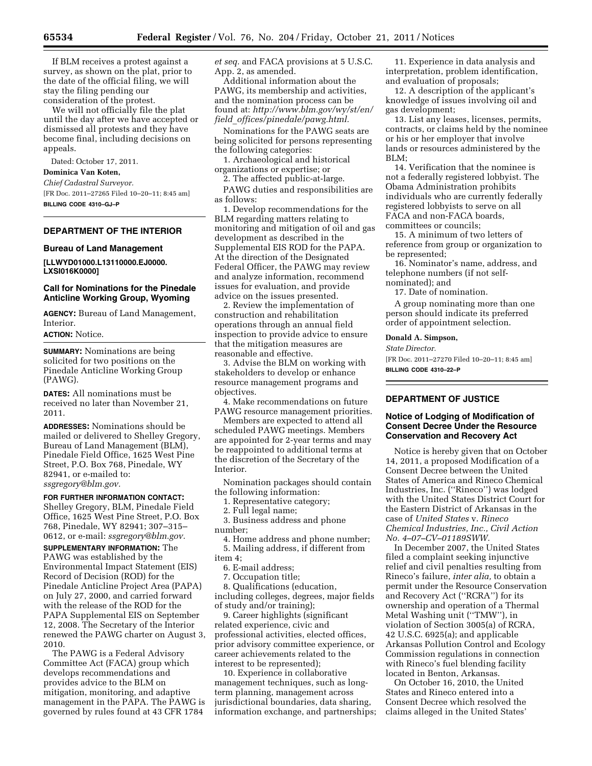If BLM receives a protest against a survey, as shown on the plat, prior to the date of the official filing, we will stay the filing pending our consideration of the protest.

We will not officially file the plat until the day after we have accepted or dismissed all protests and they have become final, including decisions on appeals.

Dated: October 17, 2011.

**Dominica Van Koten,**

*Chief Cadastral Surveyor.*

[FR Doc. 2011–27265 Filed 10–20–11; 8:45 am]

**BILLING CODE 4310–GJ–P**

## DEPARTMENT OF THE INTERIOR

### Bureau of Land Management

**[LLWYD01000.L13110000.EJ0000. LXSI016K0000]**

### Call for Nominations for the Pinedale Anticline Working Group, Wyoming

**AGENCY:** Bureau of Land Management, Interior.

**ACTION:** Notice.

**SUMMARY:** Nominations are being solicited for two positions on the Pinedale Anticline Working Group (PAWG).

**DATES:** All nominations must be received no later than November 21, 2011.

**ADDRESSES:** Nominations should be mailed or delivered to Shelley Gregory, Bureau of Land Management (BLM), Pinedale Field Office, 1625 West Pine Street, P.O. Box 768, Pinedale, WY 82941, or e-mailed to: *ssgregory@blm.gov.*

**FOR FURTHER INFORMATION CONTACT:** Shelley Gregory, BLM, Pinedale Field Office, 1625 West Pine Street, P.O. Box 768, Pinedale, WY 82941; 307–315–0612, or e-mail: *ssgregory@blm.gov.*

**SUPPLEMENTARY INFORMATION:** The PAWG was established by the Environmental Impact Statement (EIS) Record of Decision (ROD) for the Pinedale Anticline Project Area (PAPA) on July 27, 2000, and carried forward with the release of the ROD for the PAPA Supplemental EIS on September 12, 2008. The Secretary of the Interior renewed the PAWG charter on August 3, 2010.

The PAWG is a Federal Advisory Committee Act (FACA) group which develops recommendations and provides advice to the BLM on mitigation, monitoring, and adaptive management in the PAPA. The PAWG is governed by rules found at 43 CFR 1784 *et seq.* and FACA provisions at 5 U.S.C. App. 2, as amended.

Additional information about the PAWG, its membership and activities, and the nomination process can be found at: *http://www.blm.gov/wy/st/en/field_offices/pinedale/pawg.html.*

Nominations for the PAWG seats are being solicited for persons representing the following categories:

1. Archaeological and historical organizations or expertise; or
2. The affected public-at-large.

PAWG duties and responsibilities are as follows:

1. Develop recommendations for the BLM regarding matters relating to monitoring and mitigation of oil and gas development as described in the Supplemental EIS ROD for the PAPA. At the direction of the Designated Federal Officer, the PAWG may review and analyze information, recommend issues for evaluation, and provide advice on the issues presented.
2. Review the implementation of construction and rehabilitation operations through an annual field inspection to provide advice to ensure that the mitigation measures are reasonable and effective.
3. Advise the BLM on working with stakeholders to develop or enhance resource management programs and objectives.
4. Make recommendations on future PAWG resource management priorities.

Members are expected to attend all scheduled PAWG meetings. Members are appointed for 2-year terms and may be reappointed to additional terms at the discretion of the Secretary of the Interior.

Nomination packages should contain the following information:

1. Representative category;
2. Full legal name;
3. Business address and phone number;
4. Home address and phone number;
5. Mailing address, if different from item 4;
6. E-mail address;
7. Occupation title;
8. Qualifications (education, including colleges, degrees, major fields of study and/or training);
9. Career highlights (significant related experience, civic and professional activities, elected offices, prior advisory committee experience, or career achievements related to the interest to be represented);
10. Experience in collaborative management techniques, such as long-term planning, management across jurisdictional boundaries, data sharing, information exchange, and partnerships;
11. Experience in data analysis and interpretation, problem identification, and evaluation of proposals;
12. A description of the applicant's knowledge of issues involving oil and gas development;
13. List any leases, licenses, permits, contracts, or claims held by the nominee or his or her employer that involve lands or resources administered by the BLM;
14. Verification that the nominee is not a federally registered lobbyist. The Obama Administration prohibits individuals who are currently federally registered lobbyists to serve on all FACA and non-FACA boards, committees or councils;
15. A minimum of two letters of reference from group or organization to be represented;
16. Nominator's name, address, and telephone numbers (if not self-nominated); and
17. Date of nomination.

A group nominating more than one person should indicate its preferred order of appointment selection.

**Donald A. Simpson,**

*State Director.*

[FR Doc. 2011–27270 Filed 10–20–11; 8:45 am]

**BILLING CODE 4310–22–P**

## DEPARTMENT OF JUSTICE

### Notice of Lodging of Modification of Consent Decree Under the Resource Conservation and Recovery Act

Notice is hereby given that on October 14, 2011, a proposed Modification of a Consent Decree between the United States of America and Rineco Chemical Industries, Inc. ("Rineco") was lodged with the United States District Court for the Eastern District of Arkansas in the case of *United States* v. *Rineco Chemical Industries, Inc., Civil Action No. 4–07–CV–01189SWW.*

In December 2007, the United States filed a complaint seeking injunctive relief and civil penalties resulting from Rineco's failure, *inter alia,* to obtain a permit under the Resource Conservation and Recovery Act ("RCRA") for its ownership and operation of a Thermal Metal Washing unit ("TMW"), in violation of Section 3005(a) of RCRA, 42 U.S.C. 6925(a); and applicable Arkansas Pollution Control and Ecology Commission regulations in connection with Rineco's fuel blending facility located in Benton, Arkansas.

On October 16, 2010, the United States and Rineco entered into a Consent Decree which resolved the claims alleged in the United States'